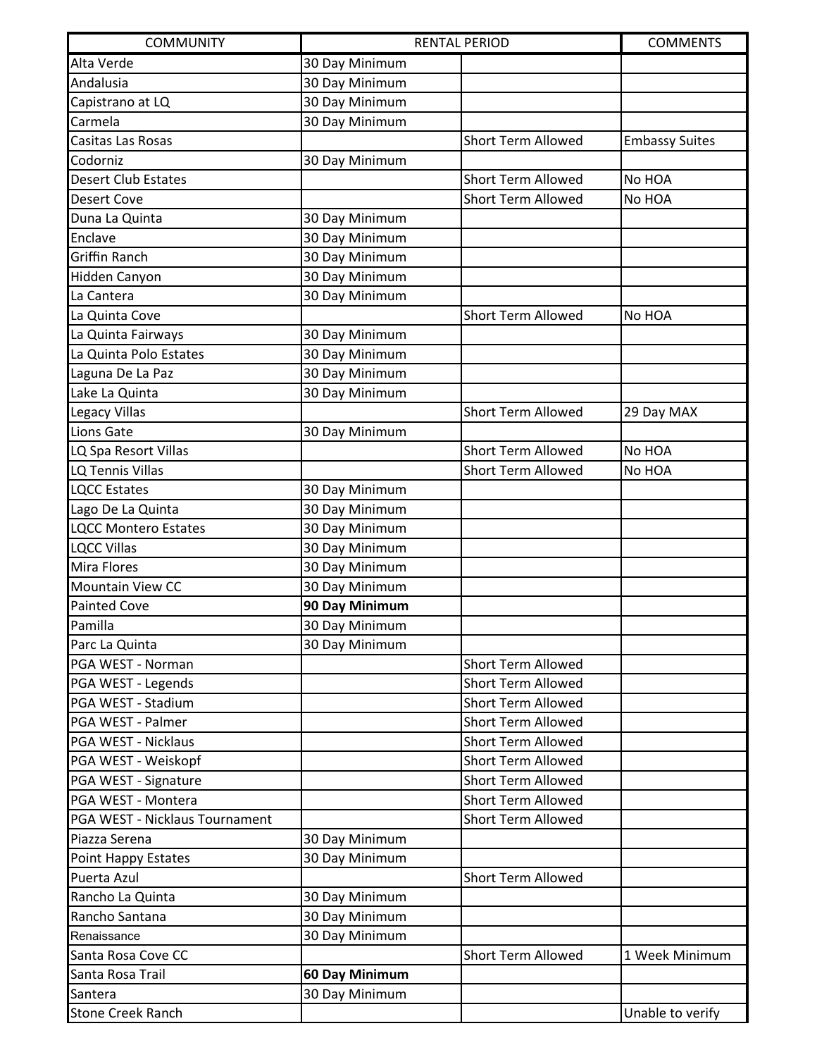| COMMUNITY | RENTAL PERIOD | | COMMENTS |
|---|---|---|---|
| Alta Verde | 30 Day Minimum | | |
| Andalusia | 30 Day Minimum | | |
| Capistrano at LQ | 30 Day Minimum | | |
| Carmela | 30 Day Minimum | | |
| Casitas Las Rosas | | Short Term Allowed | Embassy Suites |
| Codorniz | 30 Day Minimum | | |
| Desert Club Estates | | Short Term Allowed | No HOA |
| Desert Cove | | Short Term Allowed | No HOA |
| Duna La Quinta | 30 Day Minimum | | |
| Enclave | 30 Day Minimum | | |
| Griffin Ranch | 30 Day Minimum | | |
| Hidden Canyon | 30 Day Minimum | | |
| La Cantera | 30 Day Minimum | | |
| La Quinta Cove | | Short Term Allowed | No HOA |
| La Quinta Fairways | 30 Day Minimum | | |
| La Quinta Polo Estates | 30 Day Minimum | | |
| Laguna De La Paz | 30 Day Minimum | | |
| Lake La Quinta | 30 Day Minimum | | |
| Legacy Villas | | Short Term Allowed | 29 Day MAX |
| Lions Gate | 30 Day Minimum | | |
| LQ Spa Resort Villas | | Short Term Allowed | No HOA |
| LQ Tennis Villas | | Short Term Allowed | No HOA |
| LQCC Estates | 30 Day Minimum | | |
| Lago De La Quinta | 30 Day Minimum | | |
| LQCC Montero Estates | 30 Day Minimum | | |
| LQCC Villas | 30 Day Minimum | | |
| Mira Flores | 30 Day Minimum | | |
| Mountain View CC | 30 Day Minimum | | |
| Painted Cove | **90 Day Minimum** | | |
| Pamilla | 30 Day Minimum | | |
| Parc La Quinta | 30 Day Minimum | | |
| PGA WEST - Norman | | Short Term Allowed | |
| PGA WEST - Legends | | Short Term Allowed | |
| PGA WEST - Stadium | | Short Term Allowed | |
| PGA WEST - Palmer | | Short Term Allowed | |
| PGA WEST - Nicklaus | | Short Term Allowed | |
| PGA WEST - Weiskopf | | Short Term Allowed | |
| PGA WEST - Signature | | Short Term Allowed | |
| PGA WEST - Montera | | Short Term Allowed | |
| PGA WEST - Nicklaus Tournament | | Short Term Allowed | |
| Piazza Serena | 30 Day Minimum | | |
| Point Happy Estates | 30 Day Minimum | | |
| Puerta Azul | | Short Term Allowed | |
| Rancho La Quinta | 30 Day Minimum | | |
| Rancho Santana | 30 Day Minimum | | |
| Renaissance | 30 Day Minimum | | |
| Santa Rosa Cove CC | | Short Term Allowed | 1 Week Minimum |
| Santa Rosa Trail | **60 Day Minimum** | | |
| Santera | 30 Day Minimum | | |
| Stone Creek Ranch | | | Unable to verify |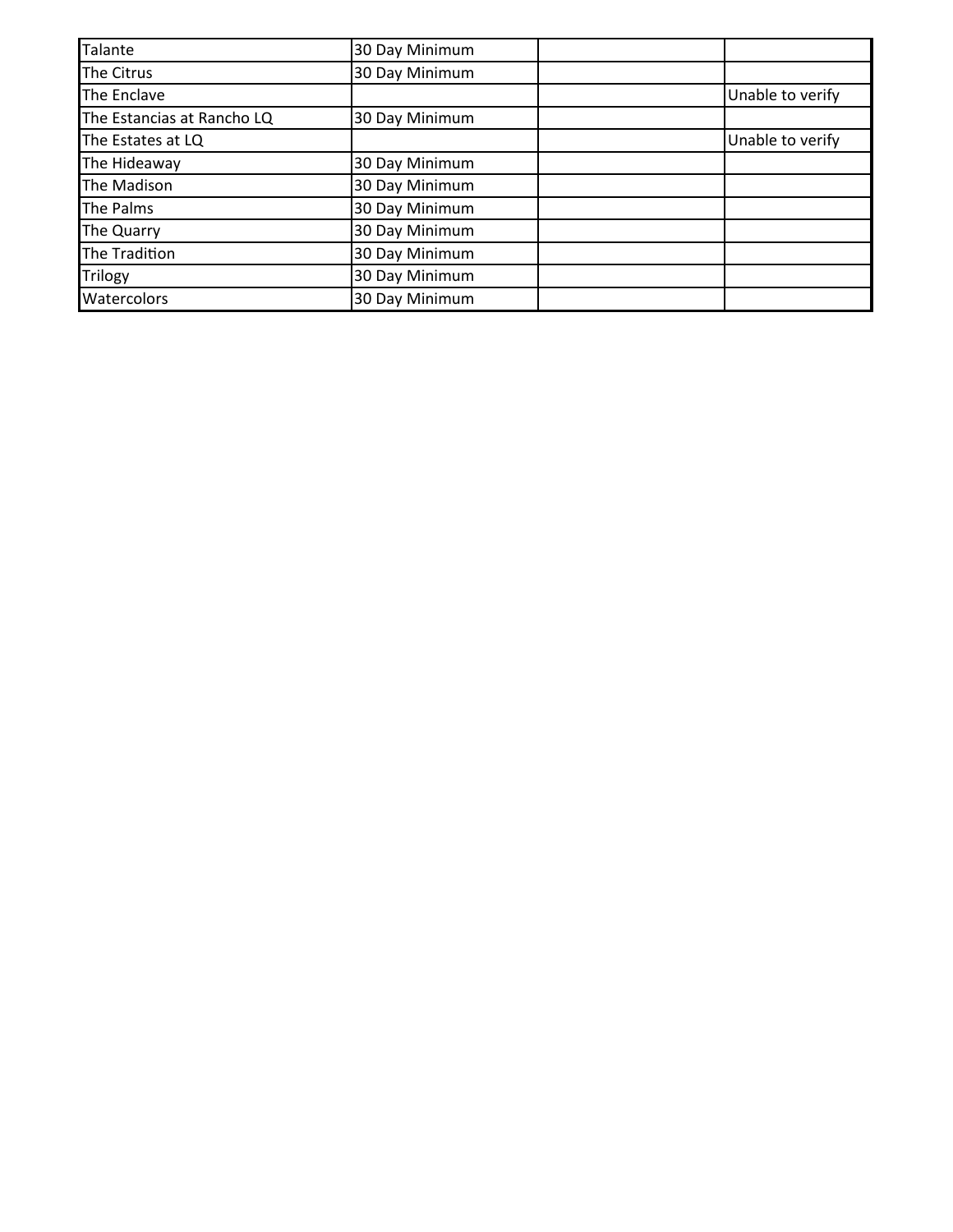| | | | |
|---|---|---|---|
| Talante | 30 Day Minimum | | |
| The Citrus | 30 Day Minimum | | |
| The Enclave | | | Unable to verify |
| The Estancias at Rancho LQ | 30 Day Minimum | | |
| The Estates at LQ | | | Unable to verify |
| The Hideaway | 30 Day Minimum | | |
| The Madison | 30 Day Minimum | | |
| The Palms | 30 Day Minimum | | |
| The Quarry | 30 Day Minimum | | |
| The Tradition | 30 Day Minimum | | |
| Trilogy | 30 Day Minimum | | |
| Watercolors | 30 Day Minimum | | |